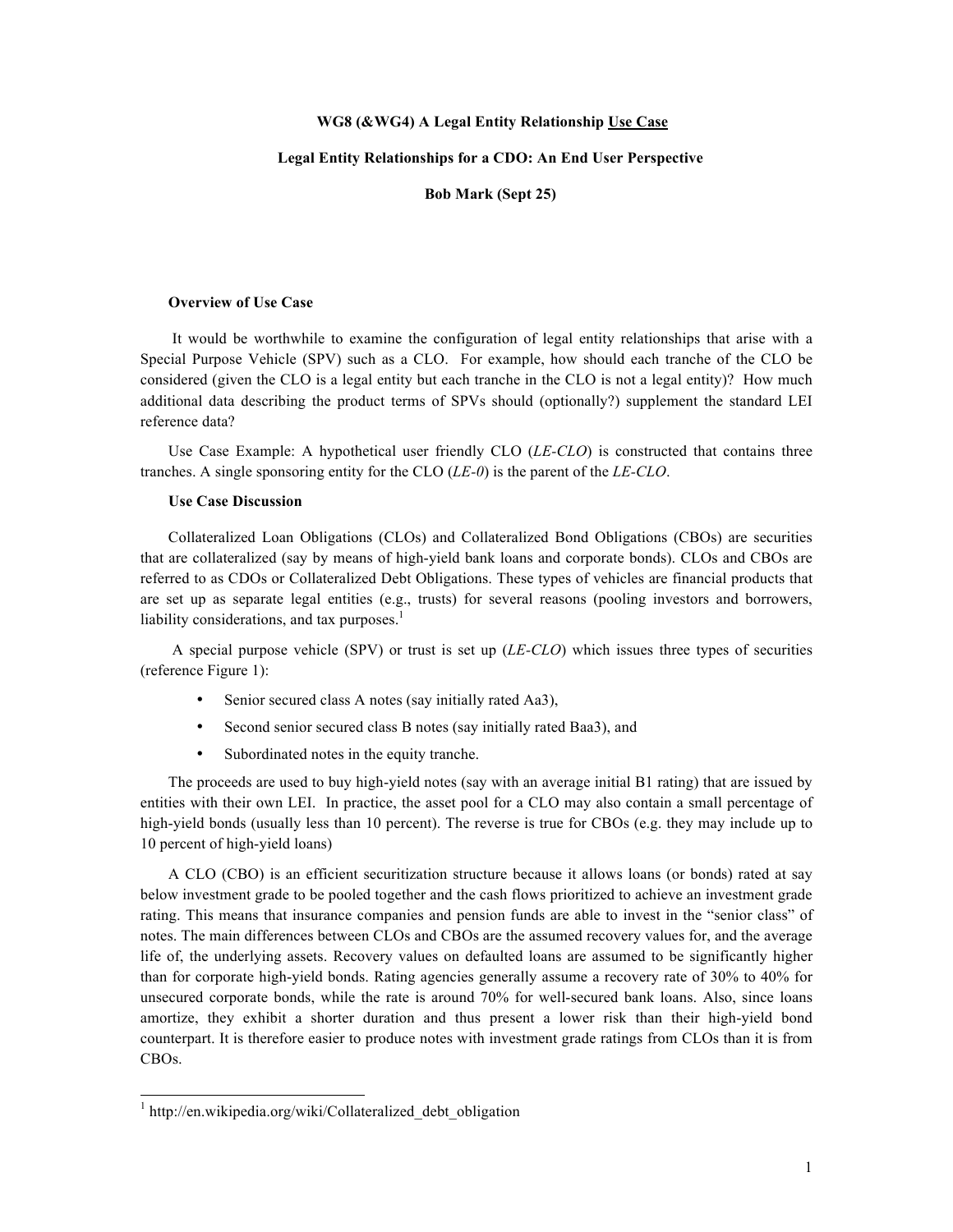**WG8 (&WG4) A Legal Entity Relationship <u>Use Case</u>**

**Legal Entity Relationships for a CDO: An End User Perspective**

**Bob Mark (Sept 25)**

**Overview of Use Case**

It would be worthwhile to examine the configuration of legal entity relationships that arise with a Special Purpose Vehicle (SPV) such as a CLO. For example, how should each tranche of the CLO be considered (given the CLO is a legal entity but each tranche in the CLO is not a legal entity)? How much additional data describing the product terms of SPVs should (optionally?) supplement the standard LEI reference data?

Use Case Example: A hypothetical user friendly CLO (*LE-CLO*) is constructed that contains three tranches. A single sponsoring entity for the CLO (*LE-0*) is the parent of the *LE-CLO*.

**Use Case Discussion**

Collateralized Loan Obligations (CLOs) and Collateralized Bond Obligations (CBOs) are securities that are collateralized (say by means of high-yield bank loans and corporate bonds). CLOs and CBOs are referred to as CDOs or Collateralized Debt Obligations. These types of vehicles are financial products that are set up as separate legal entities (e.g., trusts) for several reasons (pooling investors and borrowers, liability considerations, and tax purposes.[1]

A special purpose vehicle (SPV) or trust is set up (*LE-CLO*) which issues three types of securities (reference Figure 1):

- Senior secured class A notes (say initially rated Aa3),
- Second senior secured class B notes (say initially rated Baa3), and
- Subordinated notes in the equity tranche.

The proceeds are used to buy high-yield notes (say with an average initial B1 rating) that are issued by entities with their own LEI. In practice, the asset pool for a CLO may also contain a small percentage of high-yield bonds (usually less than 10 percent). The reverse is true for CBOs (e.g. they may include up to 10 percent of high-yield loans)

A CLO (CBO) is an efficient securitization structure because it allows loans (or bonds) rated at say below investment grade to be pooled together and the cash flows prioritized to achieve an investment grade rating. This means that insurance companies and pension funds are able to invest in the "senior class" of notes. The main differences between CLOs and CBOs are the assumed recovery values for, and the average life of, the underlying assets. Recovery values on defaulted loans are assumed to be significantly higher than for corporate high-yield bonds. Rating agencies generally assume a recovery rate of 30% to 40% for unsecured corporate bonds, while the rate is around 70% for well-secured bank loans. Also, since loans amortize, they exhibit a shorter duration and thus present a lower risk than their high-yield bond counterpart. It is therefore easier to produce notes with investment grade ratings from CLOs than it is from CBOs.

---

[1] http://en.wikipedia.org/wiki/Collateralized_debt_obligation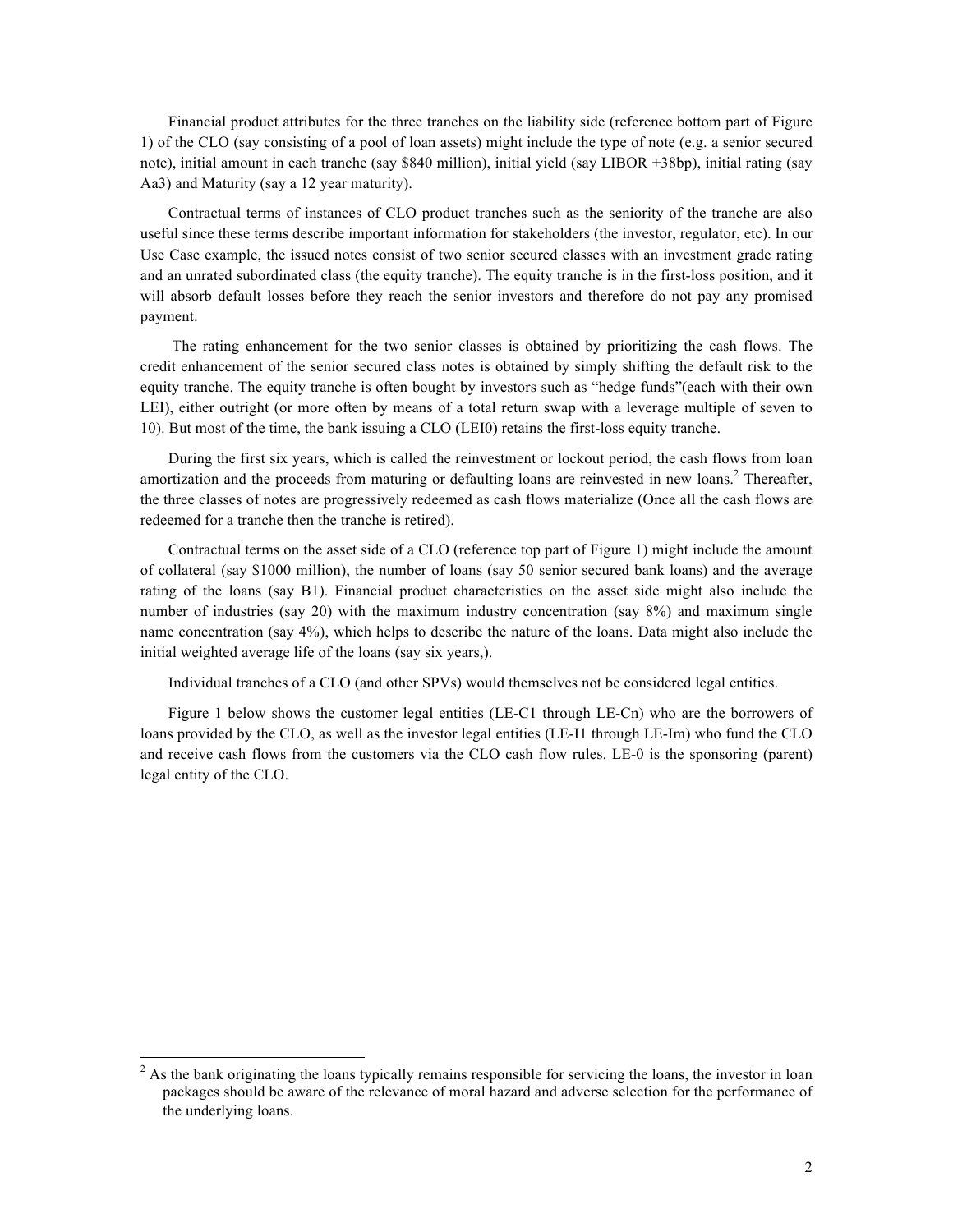Financial product attributes for the three tranches on the liability side (reference bottom part of Figure 1) of the CLO (say consisting of a pool of loan assets) might include the type of note (e.g. a senior secured note), initial amount in each tranche (say $840 million), initial yield (say LIBOR +38bp), initial rating (say Aa3) and Maturity (say a 12 year maturity).

Contractual terms of instances of CLO product tranches such as the seniority of the tranche are also useful since these terms describe important information for stakeholders (the investor, regulator, etc). In our Use Case example, the issued notes consist of two senior secured classes with an investment grade rating and an unrated subordinated class (the equity tranche). The equity tranche is in the first-loss position, and it will absorb default losses before they reach the senior investors and therefore do not pay any promised payment.

The rating enhancement for the two senior classes is obtained by prioritizing the cash flows. The credit enhancement of the senior secured class notes is obtained by simply shifting the default risk to the equity tranche. The equity tranche is often bought by investors such as "hedge funds"(each with their own LEI), either outright (or more often by means of a total return swap with a leverage multiple of seven to 10). But most of the time, the bank issuing a CLO (LEI0) retains the first-loss equity tranche.

During the first six years, which is called the reinvestment or lockout period, the cash flows from loan amortization and the proceeds from maturing or defaulting loans are reinvested in new loans.[2] Thereafter, the three classes of notes are progressively redeemed as cash flows materialize (Once all the cash flows are redeemed for a tranche then the tranche is retired).

Contractual terms on the asset side of a CLO (reference top part of Figure 1) might include the amount of collateral (say $1000 million), the number of loans (say 50 senior secured bank loans) and the average rating of the loans (say B1). Financial product characteristics on the asset side might also include the number of industries (say 20) with the maximum industry concentration (say 8%) and maximum single name concentration (say 4%), which helps to describe the nature of the loans. Data might also include the initial weighted average life of the loans (say six years,).

Individual tranches of a CLO (and other SPVs) would themselves not be considered legal entities.

Figure 1 below shows the customer legal entities (LE-C1 through LE-Cn) who are the borrowers of loans provided by the CLO, as well as the investor legal entities (LE-I1 through LE-Im) who fund the CLO and receive cash flows from the customers via the CLO cash flow rules. LE-0 is the sponsoring (parent) legal entity of the CLO.

---

[2] As the bank originating the loans typically remains responsible for servicing the loans, the investor in loan packages should be aware of the relevance of moral hazard and adverse selection for the performance of the underlying loans.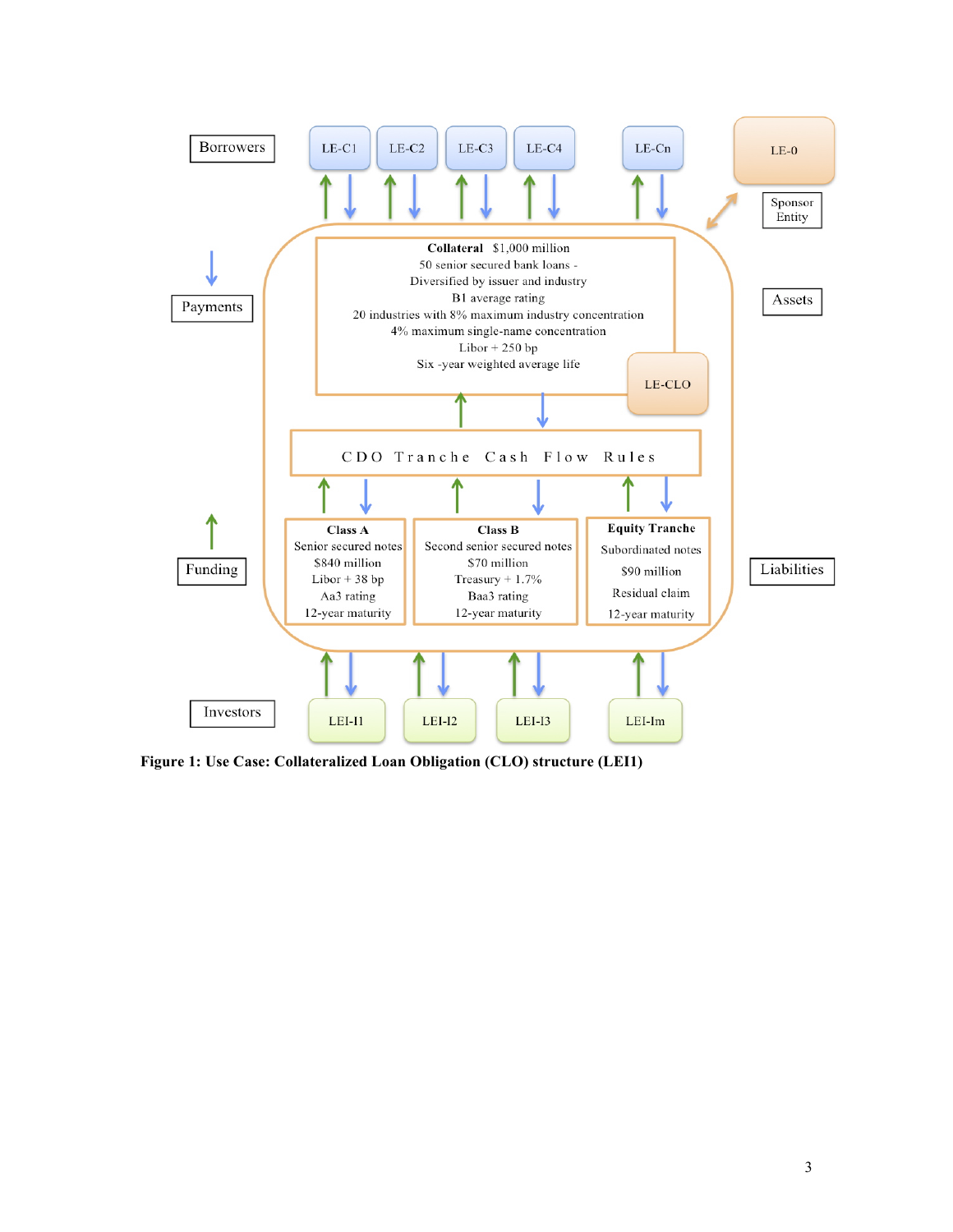Borrowers

LE-C1 LE-C2 LE-C3 LE-C4 LE-Cn

LE-0

Sponsor Entity

Payments

Assets

**Collateral** $1,000 million
50 senior secured bank loans -
Diversified by issuer and industry
B1 average rating
20 industries with 8% maximum industry concentration
4% maximum single-name concentration
Libor + 250 bp
Six -year weighted average life

LE-CLO

CDO Tranche Cash Flow Rules

Funding

Liabilities

**Class A**
Senior secured notes
$840 million
Libor + 38 bp
Aa3 rating
12-year maturity

**Class B**
Second senior secured notes
$70 million
Treasury + 1.7%
Baa3 rating
12-year maturity

**Equity Tranche**
Subordinated notes
$90 million
Residual claim
12-year maturity

Investors

LEI-I1 LEI-I2 LEI-I3 LEI-Im

**Figure 1: Use Case: Collateralized Loan Obligation (CLO) structure (LEI1)**